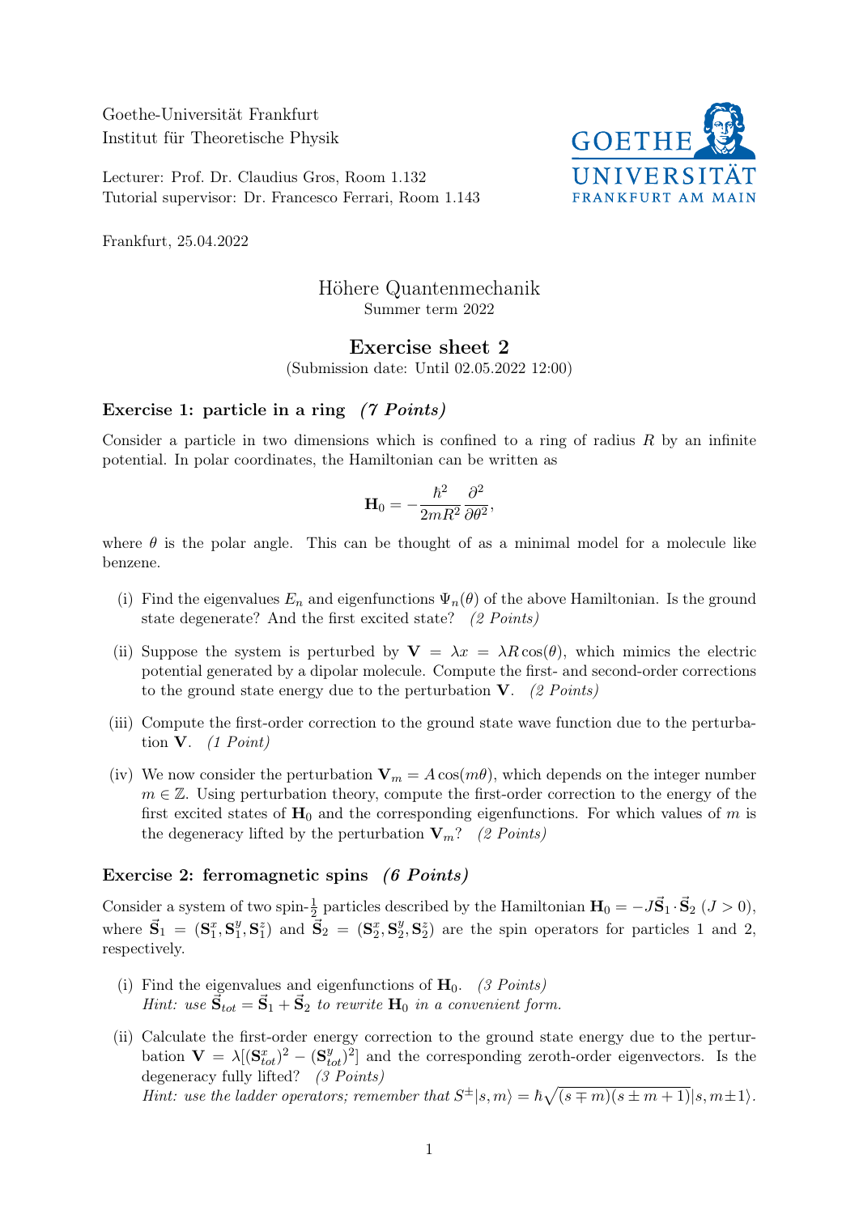Goethe-Universität Frankfurt
Institut für Theoretische Physik

Lecturer: Prof. Dr. Claudius Gros, Room 1.132
Tutorial supervisor: Dr. Francesco Ferrari, Room 1.143

Frankfurt, 25.04.2022

# Höhere Quantenmechanik

Summer term 2022

## Exercise sheet 2

(Submission date: Until 02.05.2022 12:00)

### Exercise 1: particle in a ring *(7 Points)*

Consider a particle in two dimensions which is confined to a ring of radius $R$ by an infinite potential. In polar coordinates, the Hamiltonian can be written as

$$\mathbf{H}_0 = -\frac{\hbar^2}{2mR^2}\frac{\partial^2}{\partial\theta^2},$$

where $\theta$ is the polar angle. This can be thought of as a minimal model for a molecule like benzene.

(i) Find the eigenvalues $E_n$ and eigenfunctions $\Psi_n(\theta)$ of the above Hamiltonian. Is the ground state degenerate? And the first excited state? *(2 Points)*

(ii) Suppose the system is perturbed by $\mathbf{V} = \lambda x = \lambda R\cos(\theta)$, which mimics the electric potential generated by a dipolar molecule. Compute the first- and second-order corrections to the ground state energy due to the perturbation $\mathbf{V}$. *(2 Points)*

(iii) Compute the first-order correction to the ground state wave function due to the perturbation $\mathbf{V}$. *(1 Point)*

(iv) We now consider the perturbation $\mathbf{V}_m = A\cos(m\theta)$, which depends on the integer number $m \in \mathbb{Z}$. Using perturbation theory, compute the first-order correction to the energy of the first excited states of $\mathbf{H}_0$ and the corresponding eigenfunctions. For which values of $m$ is the degeneracy lifted by the perturbation $\mathbf{V}_m$? *(2 Points)*

### Exercise 2: ferromagnetic spins *(6 Points)*

Consider a system of two spin-$\frac{1}{2}$ particles described by the Hamiltonian $\mathbf{H}_0 = -J\vec{\mathbf{S}}_1 \cdot \vec{\mathbf{S}}_2$ $(J > 0)$, where $\vec{\mathbf{S}}_1 = (\mathbf{S}_1^x, \mathbf{S}_1^y, \mathbf{S}_1^z)$ and $\vec{\mathbf{S}}_2 = (\mathbf{S}_2^x, \mathbf{S}_2^y, \mathbf{S}_2^z)$ are the spin operators for particles 1 and 2, respectively.

(i) Find the eigenvalues and eigenfunctions of $\mathbf{H}_0$. *(3 Points)*
*Hint: use $\vec{\mathbf{S}}_{tot} = \vec{\mathbf{S}}_1 + \vec{\mathbf{S}}_2$ to rewrite $\mathbf{H}_0$ in a convenient form.*

(ii) Calculate the first-order energy correction to the ground state energy due to the perturbation $\mathbf{V} = \lambda[(\mathbf{S}_{tot}^x)^2 - (\mathbf{S}_{tot}^y)^2]$ and the corresponding zeroth-order eigenvectors. Is the degeneracy fully lifted? *(3 Points)*
*Hint: use the ladder operators; remember that $S^\pm|s,m\rangle = \hbar\sqrt{(s \mp m)(s \pm m + 1)}|s, m\pm 1\rangle$.*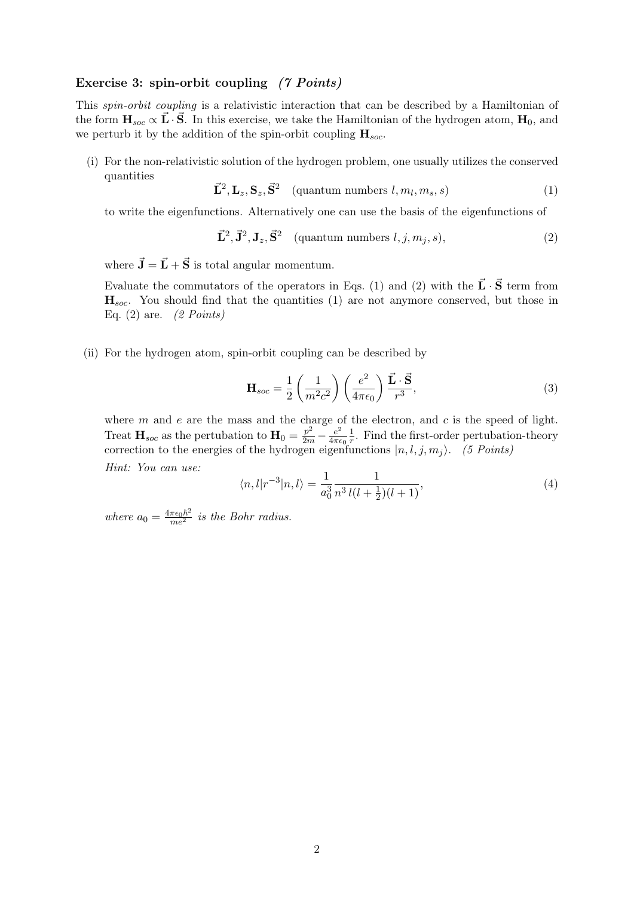### Exercise 3: spin-orbit coupling *(7 Points)*

This *spin-orbit coupling* is a relativistic interaction that can be described by a Hamiltonian of the form $\mathbf{H}_{soc} \propto \vec{\mathbf{L}} \cdot \vec{\mathbf{S}}$. In this exercise, we take the Hamiltonian of the hydrogen atom, $\mathbf{H}_0$, and we perturb it by the addition of the spin-orbit coupling $\mathbf{H}_{soc}$.

(i) For the non-relativistic solution of the hydrogen problem, one usually utilizes the conserved quantities

$$\vec{\mathbf{L}}^2, \mathbf{L}_z, \mathbf{S}_z, \vec{\mathbf{S}}^2 \quad \text{(quantum numbers } l, m_l, m_s, s) \tag{1}$$

to write the eigenfunctions. Alternatively one can use the basis of the eigenfunctions of

$$\vec{\mathbf{L}}^2, \vec{\mathbf{J}}^2, \mathbf{J}_z, \vec{\mathbf{S}}^2 \quad \text{(quantum numbers } l, j, m_j, s), \tag{2}$$

where $\vec{\mathbf{J}} = \vec{\mathbf{L}} + \vec{\mathbf{S}}$ is total angular momentum.

Evaluate the commutators of the operators in Eqs. (1) and (2) with the $\vec{\mathbf{L}} \cdot \vec{\mathbf{S}}$ term from $\mathbf{H}_{soc}$. You should find that the quantities (1) are not anymore conserved, but those in Eq. (2) are. *(2 Points)*

(ii) For the hydrogen atom, spin-orbit coupling can be described by

$$\mathbf{H}_{soc} = \frac{1}{2}\left(\frac{1}{m^2c^2}\right)\left(\frac{e^2}{4\pi\epsilon_0}\right)\frac{\vec{\mathbf{L}} \cdot \vec{\mathbf{S}}}{r^3}, \tag{3}$$

where $m$ and $e$ are the mass and the charge of the electron, and $c$ is the speed of light. Treat $\mathbf{H}_{soc}$ as the pertubation to $\mathbf{H}_0 = \frac{p^2}{2m} - \frac{e^2}{4\pi\epsilon_0}\frac{1}{r}$. Find the first-order pertubation-theory correction to the energies of the hydrogen eigenfunctions $|n, l, j, m_j\rangle$. *(5 Points)*

*Hint: You can use:*

$$\langle n, l | r^{-3} | n, l \rangle = \frac{1}{a_0^3} \frac{1}{n^3\, l(l + \frac{1}{2})(l + 1)}, \tag{4}$$

*where* $a_0 = \frac{4\pi\epsilon_0\hbar^2}{me^2}$ *is the Bohr radius.*